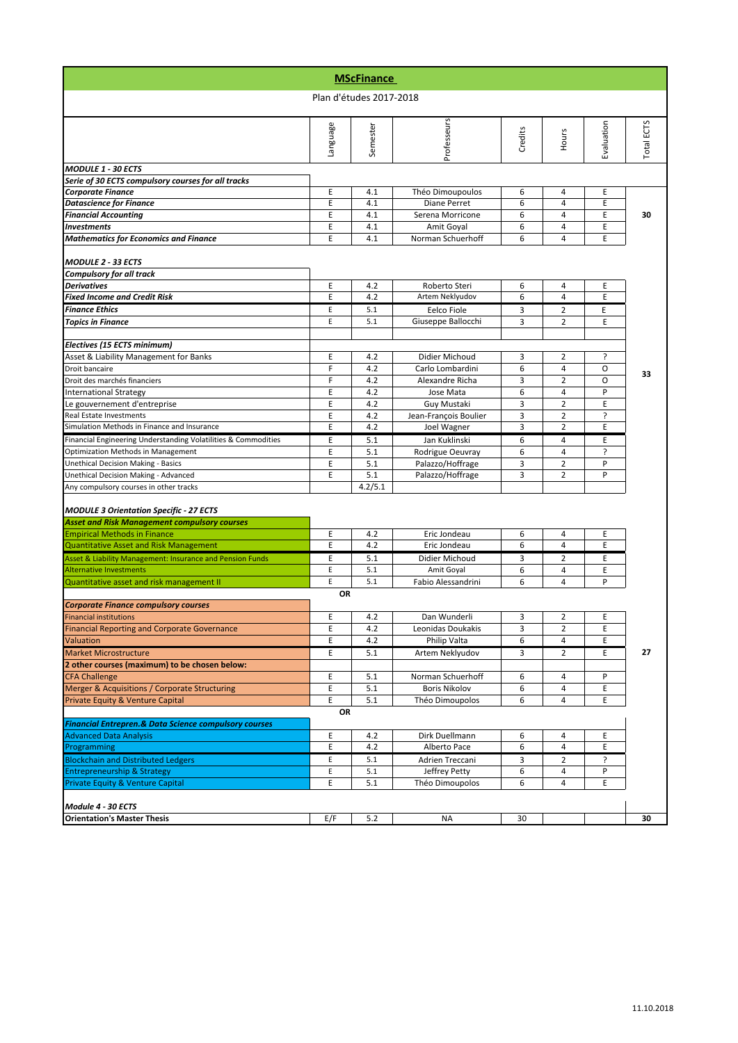# MScFinance

Plan d'études 2017-2018

| | Language | Semester | Professeurs | Credits | Hours | Evaluation | Total ECTS |
|---|---|---|---|---|---|---|---|
| ***MODULE 1 - 30 ECTS*** | | | | | | | |
| ***Serie of 30 ECTS compulsory courses for all tracks*** | | | | | | | |
| ***Corporate Finance*** | E | 4.1 | Théo Dimoupoulos | 6 | 4 | E | 30 |
| ***Datascience for Finance*** | E | 4.1 | Diane Perret | 6 | 4 | E | |
| ***Financial Accounting*** | E | 4.1 | Serena Morricone | 6 | 4 | E | |
| ***Investments*** | E | 4.1 | Amit Goyal | 6 | 4 | E | |
| ***Mathematics for Economics and Finance*** | E | 4.1 | Norman Schuerhoff | 6 | 4 | E | |
| ***MODULE 2 - 33 ECTS*** | | | | | | | |
| ***Compulsory for all track*** | | | | | | | |
| ***Derivatives*** | E | 4.2 | Roberto Steri | 6 | 4 | E | 33 |
| ***Fixed Income and Credit Risk*** | E | 4.2 | Artem Neklyudov | 6 | 4 | E | |
| ***Finance Ethics*** | E | 5.1 | Eelco Fiole | 3 | 2 | E | |
| ***Topics in Finance*** | E | 5.1 | Giuseppe Ballocchi | 3 | 2 | E | |
| ***Electives (15 ECTS minimum)*** | | | | | | | |
| Asset & Liability Management for Banks | E | 4.2 | Didier Michoud | 3 | 2 | ? | |
| Droit bancaire | F | 4.2 | Carlo Lombardini | 6 | 4 | O | |
| Droit des marchés financiers | F | 4.2 | Alexandre Richa | 3 | 2 | O | |
| International Strategy | E | 4.2 | Jose Mata | 6 | 4 | P | |
| Le gouvernement d'entreprise | E | 4.2 | Guy Mustaki | 3 | 2 | E | |
| Real Estate Investments | E | 4.2 | Jean-François Boulier | 3 | 2 | ? | |
| Simulation Methods in Finance and Insurance | E | 4.2 | Joel Wagner | 3 | 2 | E | |
| Financial Engineering Understanding Volatilities & Commodities | E | 5.1 | Jan Kuklinski | 6 | 4 | E | |
| Optimization Methods in Management | E | 5.1 | Rodrigue Oeuvray | 6 | 4 | ? | |
| Unethical Decision Making - Basics | E | 5.1 | Palazzo/Hoffrage | 3 | 2 | P | |
| Unethical Decision Making - Advanced | E | 5.1 | Palazzo/Hoffrage | 3 | 2 | P | |
| Any compulsory courses in other tracks | | 4.2/5.1 | | | | | |
| ***MODULE 3 Orientation Specific - 27 ECTS*** | | | | | | | 27 |
| ***Asset and Risk Management compulsory courses*** | | | | | | | |
| Empirical Methods in Finance | E | 4.2 | Eric Jondeau | 6 | 4 | E | |
| Quantitative Asset and Risk Management | E | 4.2 | Eric Jondeau | 6 | 4 | E | |
| Asset & Liability Management: Insurance and Pension Funds | E | 5.1 | Didier Michoud | 3 | 2 | E | |
| Alternative Investments | E | 5.1 | Amit Goyal | 6 | 4 | E | |
| Quantitative asset and risk management II | E | 5.1 | Fabio Alessandrini | 6 | 4 | P | |
| | **OR** | | | | | | |
| ***Corporate Finance compulsory courses*** | | | | | | | |
| Financial institutions | E | 4.2 | Dan Wunderli | 3 | 2 | E | |
| Financial Reporting and Corporate Governance | E | 4.2 | Leonidas Doukakis | 3 | 2 | E | |
| Valuation | E | 4.2 | Philip Valta | 6 | 4 | E | |
| Market Microstructure | E | 5.1 | Artem Neklyudov | 3 | 2 | E | |
| **2 other courses (maximum) to be chosen below:** | | | | | | | |
| CFA Challenge | E | 5.1 | Norman Schuerhoff | 6 | 4 | P | |
| Merger & Acquisitions / Corporate Structuring | E | 5.1 | Boris Nikolov | 6 | 4 | E | |
| Private Equity & Venture Capital | E | 5.1 | Théo Dimoupolos | 6 | 4 | E | |
| | **OR** | | | | | | |
| ***Financial Entrepren.& Data Science compulsory courses*** | | | | | | | |
| Advanced Data Analysis | E | 4.2 | Dirk Duellmann | 6 | 4 | E | |
| Programming | E | 4.2 | Alberto Pace | 6 | 4 | E | |
| Blockchain and Distributed Ledgers | E | 5.1 | Adrien Treccani | 3 | 2 | ? | |
| Entrepreneurship & Strategy | E | 5.1 | Jeffrey Petty | 6 | 4 | P | |
| Private Equity & Venture Capital | E | 5.1 | Théo Dimoupolos | 6 | 4 | E | |
| ***Module 4 - 30 ECTS*** | | | | | | | |
| **Orientation's Master Thesis** | E/F | 5.2 | NA | 30 | | | 30 |

11.10.2018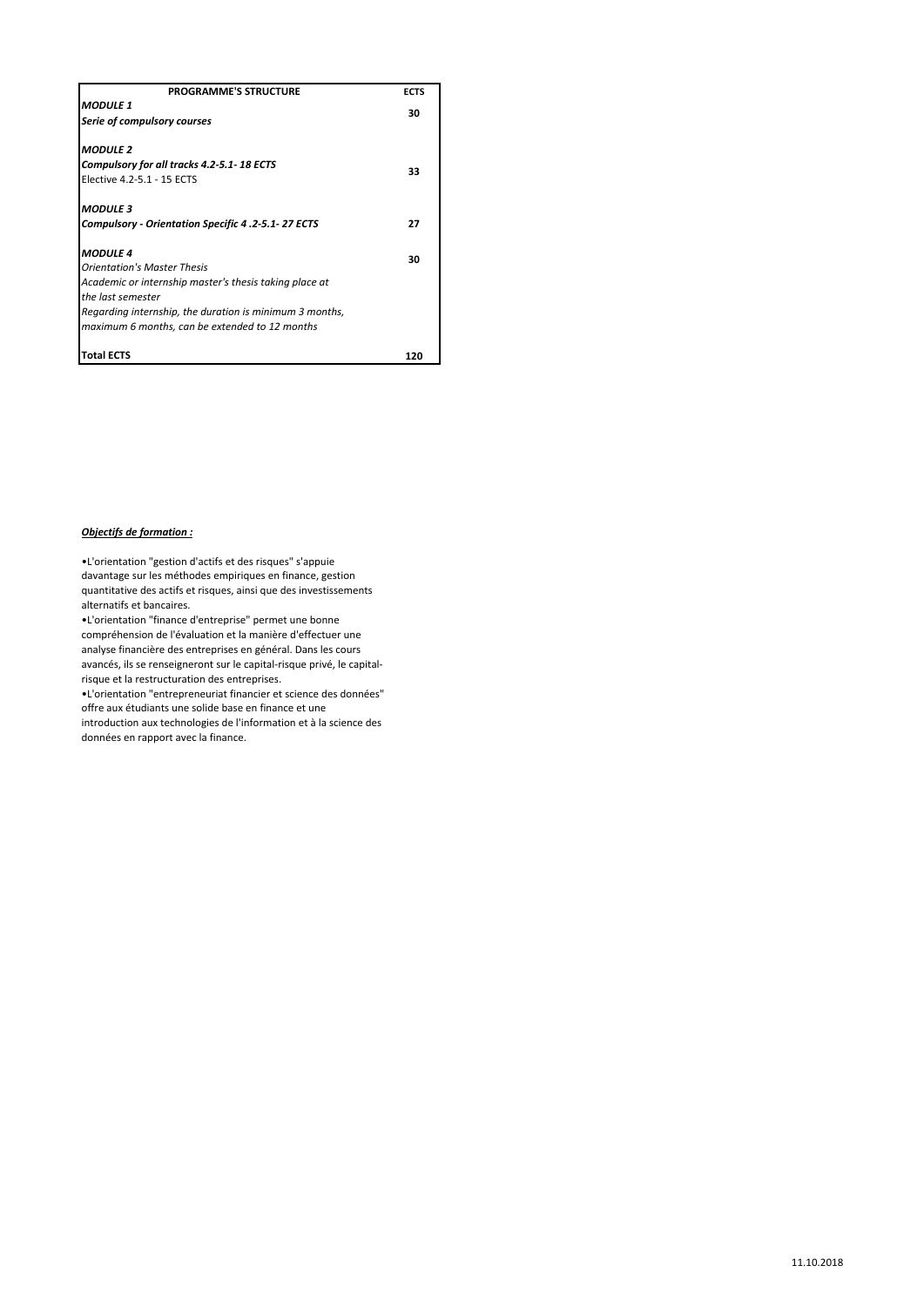| PROGRAMME'S STRUCTURE | ECTS |
|---|---|
| ***MODULE 1***<br>***Serie of compulsory courses*** | **30** |
| ***MODULE 2***<br>***Compulsory for all tracks 4.2-5.1- 18 ECTS***<br>Elective 4.2-5.1 - 15 ECTS | **33** |
| ***MODULE 3***<br>***Compulsory - Orientation Specific 4 .2-5.1- 27 ECTS*** | **27** |
| ***MODULE 4***<br>*Orientation's Master Thesis*<br>*Academic or internship master's thesis taking place at the last semester*<br>*Regarding internship, the duration is minimum 3 months, maximum 6 months, can be extended to 12 months* | **30** |
| **Total ECTS** | **120** |

***Objectifs de formation :***

•L'orientation "gestion d'actifs et des risques" s'appuie davantage sur les méthodes empiriques en finance, gestion quantitative des actifs et risques, ainsi que des investissements alternatifs et bancaires.

•L'orientation "finance d'entreprise" permet une bonne compréhension de l'évaluation et la manière d'effectuer une analyse financière des entreprises en général. Dans les cours avancés, ils se renseigneront sur le capital-risque privé, le capital-risque et la restructuration des entreprises.

•L'orientation "entrepreneuriat financier et science des données" offre aux étudiants une solide base en finance et une introduction aux technologies de l'information et à la science des données en rapport avec la finance.

11.10.2018